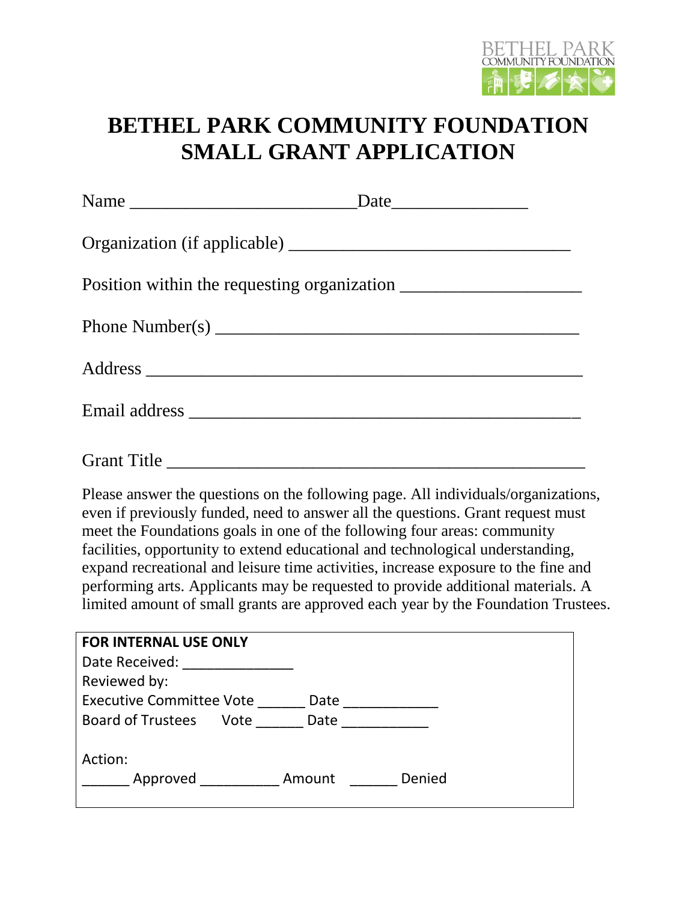BETHEL PARK
COMMUNITY FOUNDATION

# BETHEL PARK COMMUNITY FOUNDATION SMALL GRANT APPLICATION

Name _________________________Date_______________

Organization (if applicable) _______________________________

Position within the requesting organization ____________________

Phone Number(s) _________________________________________

Address ________________________________________________

Email address ____________________________________________

Grant Title ______________________________________________

Please answer the questions on the following page. All individuals/organizations, even if previously funded, need to answer all the questions. Grant request must meet the Foundations goals in one of the following four areas: community facilities, opportunity to extend educational and technological understanding, expand recreational and leisure time activities, increase exposure to the fine and performing arts. Applicants may be requested to provide additional materials. A limited amount of small grants are approved each year by the Foundation Trustees.

**FOR INTERNAL USE ONLY**

Date Received: ______________

Reviewed by:

Executive Committee Vote ______ Date ____________

Board of Trustees Vote ______ Date ___________

Action:

______ Approved __________ Amount ______ Denied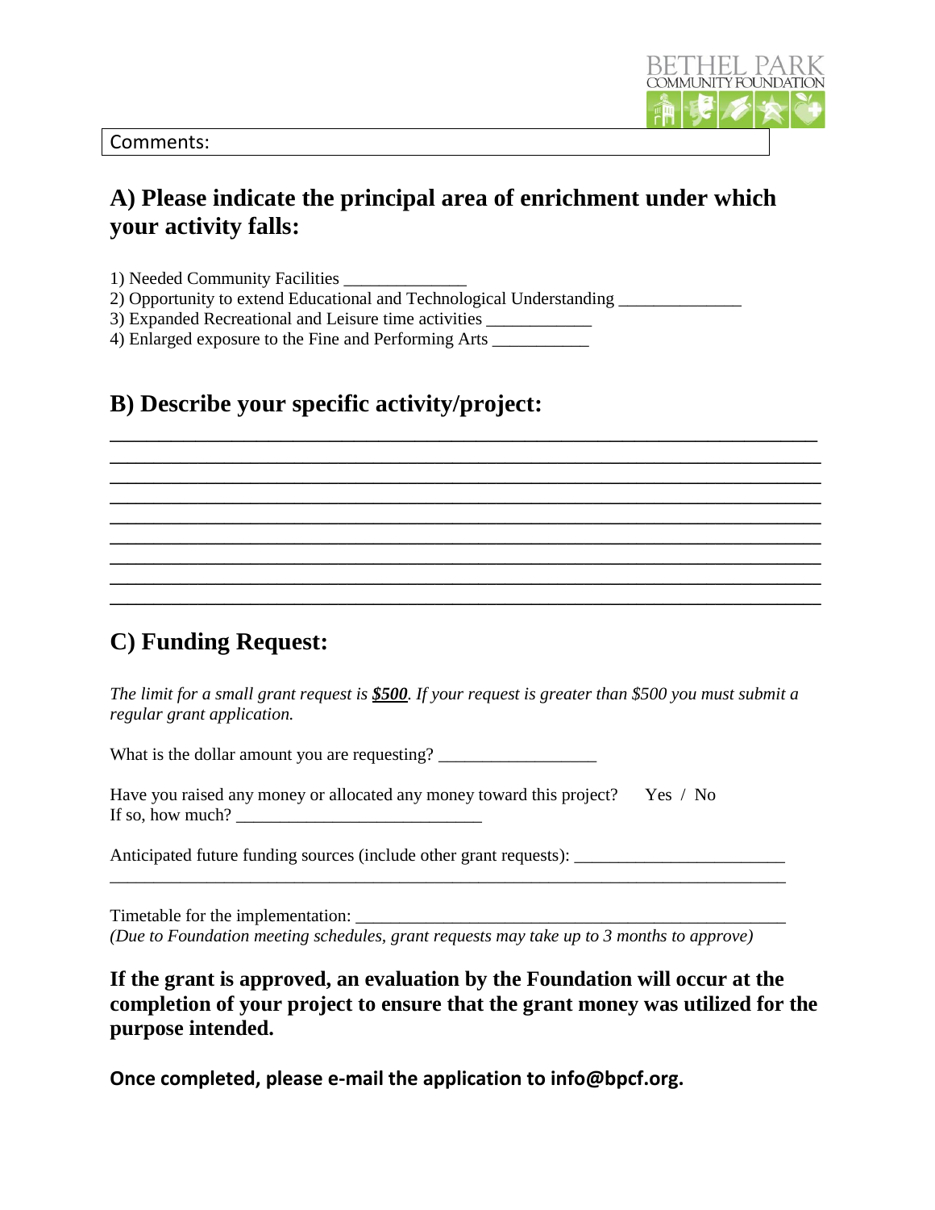Comments:

## A) Please indicate the principal area of enrichment under which your activity falls:

1) Needed Community Facilities ______________
2) Opportunity to extend Educational and Technological Understanding ______________
3) Expanded Recreational and Leisure time activities ____________
4) Enlarged exposure to the Fine and Performing Arts ___________

## B) Describe your specific activity/project:

___________________________________________________________________________
___________________________________________________________________________
___________________________________________________________________________
___________________________________________________________________________
___________________________________________________________________________
___________________________________________________________________________
___________________________________________________________________________
___________________________________________________________________________
___________________________________________________________________________

## C) Funding Request:

*The limit for a small grant request is **$500**. If your request is greater than $500 you must submit a regular grant application.*

What is the dollar amount you are requesting? __________________

Have you raised any money or allocated any money toward this project? Yes / No
If so, how much? ____________________________

Anticipated future funding sources (include other grant requests): ________________________
_______________________________________________________________________________

Timetable for the implementation: ________________________________________________
*(Due to Foundation meeting schedules, grant requests may take up to 3 months to approve)*

**If the grant is approved, an evaluation by the Foundation will occur at the completion of your project to ensure that the grant money was utilized for the purpose intended.**

**Once completed, please e-mail the application to info@bpcf.org.**